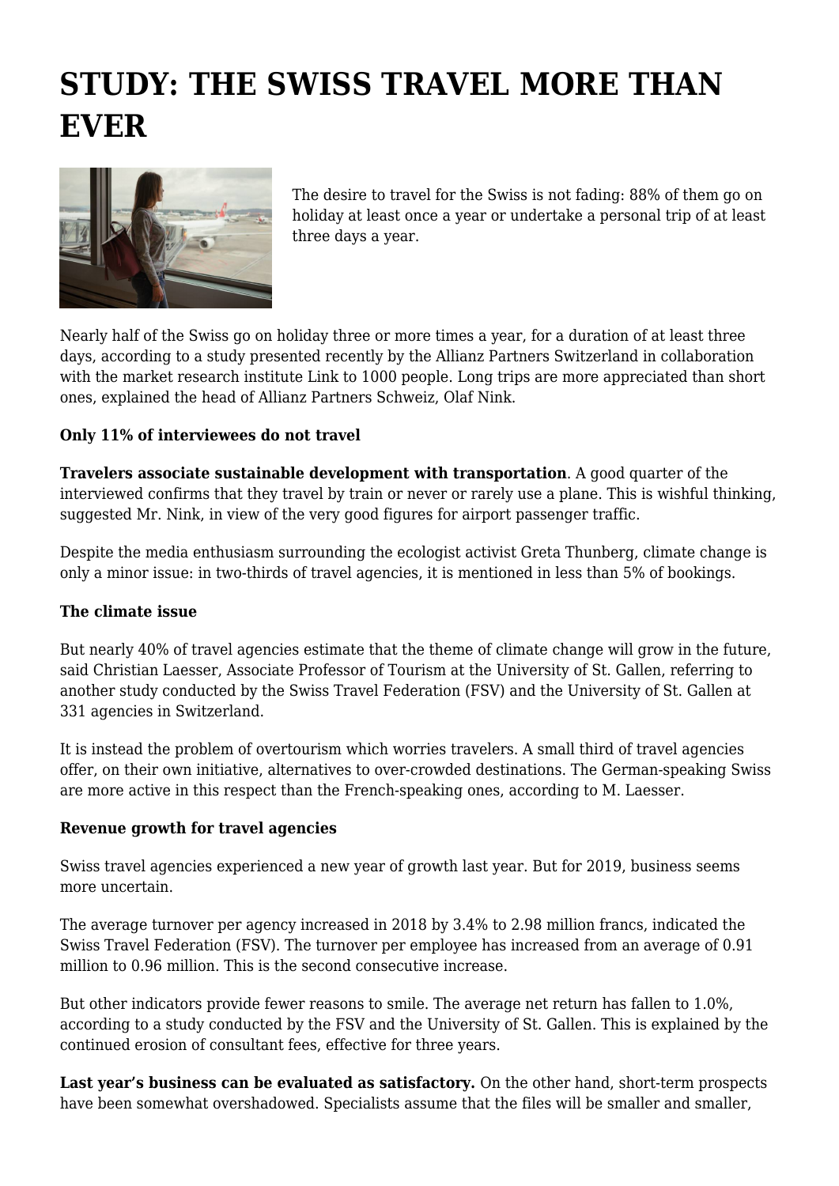# STUDY: THE SWISS TRAVEL MORE THAN EVER

The desire to travel for the Swiss is not fading: 88% of them go on holiday at least once a year or undertake a personal trip of at least three days a year.

Nearly half of the Swiss go on holiday three or more times a year, for a duration of at least three days, according to a study presented recently by the Allianz Partners Switzerland in collaboration with the market research institute Link to 1000 people. Long trips are more appreciated than short ones, explained the head of Allianz Partners Schweiz, Olaf Nink.

**Only 11% of interviewees do not travel**

**Travelers associate sustainable development with transportation**. A good quarter of the interviewed confirms that they travel by train or never or rarely use a plane. This is wishful thinking, suggested Mr. Nink, in view of the very good figures for airport passenger traffic.

Despite the media enthusiasm surrounding the ecologist activist Greta Thunberg, climate change is only a minor issue: in two-thirds of travel agencies, it is mentioned in less than 5% of bookings.

**The climate issue**

But nearly 40% of travel agencies estimate that the theme of climate change will grow in the future, said Christian Laesser, Associate Professor of Tourism at the University of St. Gallen, referring to another study conducted by the Swiss Travel Federation (FSV) and the University of St. Gallen at 331 agencies in Switzerland.

It is instead the problem of overtourism which worries travelers. A small third of travel agencies offer, on their own initiative, alternatives to over-crowded destinations. The German-speaking Swiss are more active in this respect than the French-speaking ones, according to M. Laesser.

**Revenue growth for travel agencies**

Swiss travel agencies experienced a new year of growth last year. But for 2019, business seems more uncertain.

The average turnover per agency increased in 2018 by 3.4% to 2.98 million francs, indicated the Swiss Travel Federation (FSV). The turnover per employee has increased from an average of 0.91 million to 0.96 million. This is the second consecutive increase.

But other indicators provide fewer reasons to smile. The average net return has fallen to 1.0%, according to a study conducted by the FSV and the University of St. Gallen. This is explained by the continued erosion of consultant fees, effective for three years.

**Last year's business can be evaluated as satisfactory.** On the other hand, short-term prospects have been somewhat overshadowed. Specialists assume that the files will be smaller and smaller,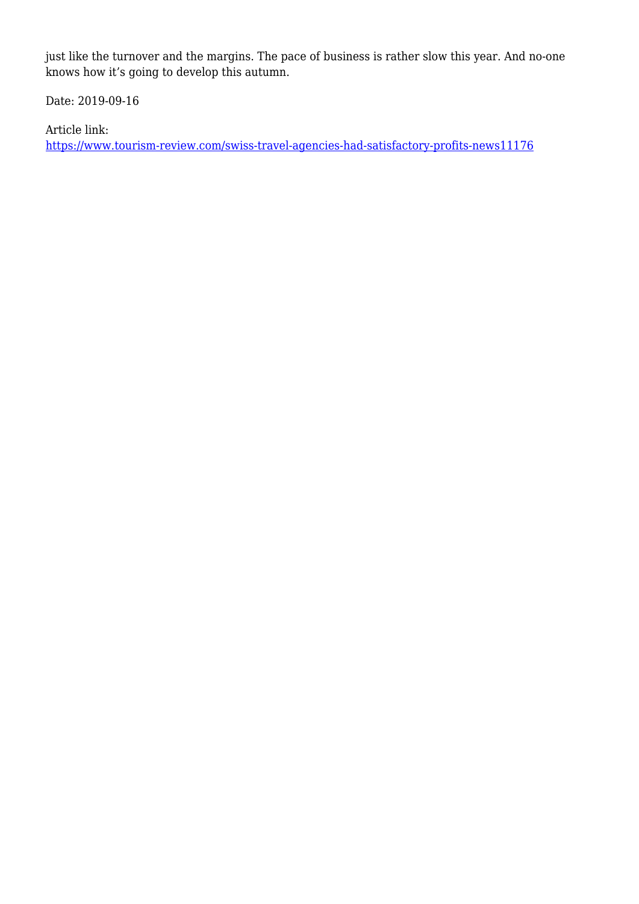just like the turnover and the margins. The pace of business is rather slow this year. And no-one knows how it's going to develop this autumn.

Date: 2019-09-16

Article link:
https://www.tourism-review.com/swiss-travel-agencies-had-satisfactory-profits-news11176